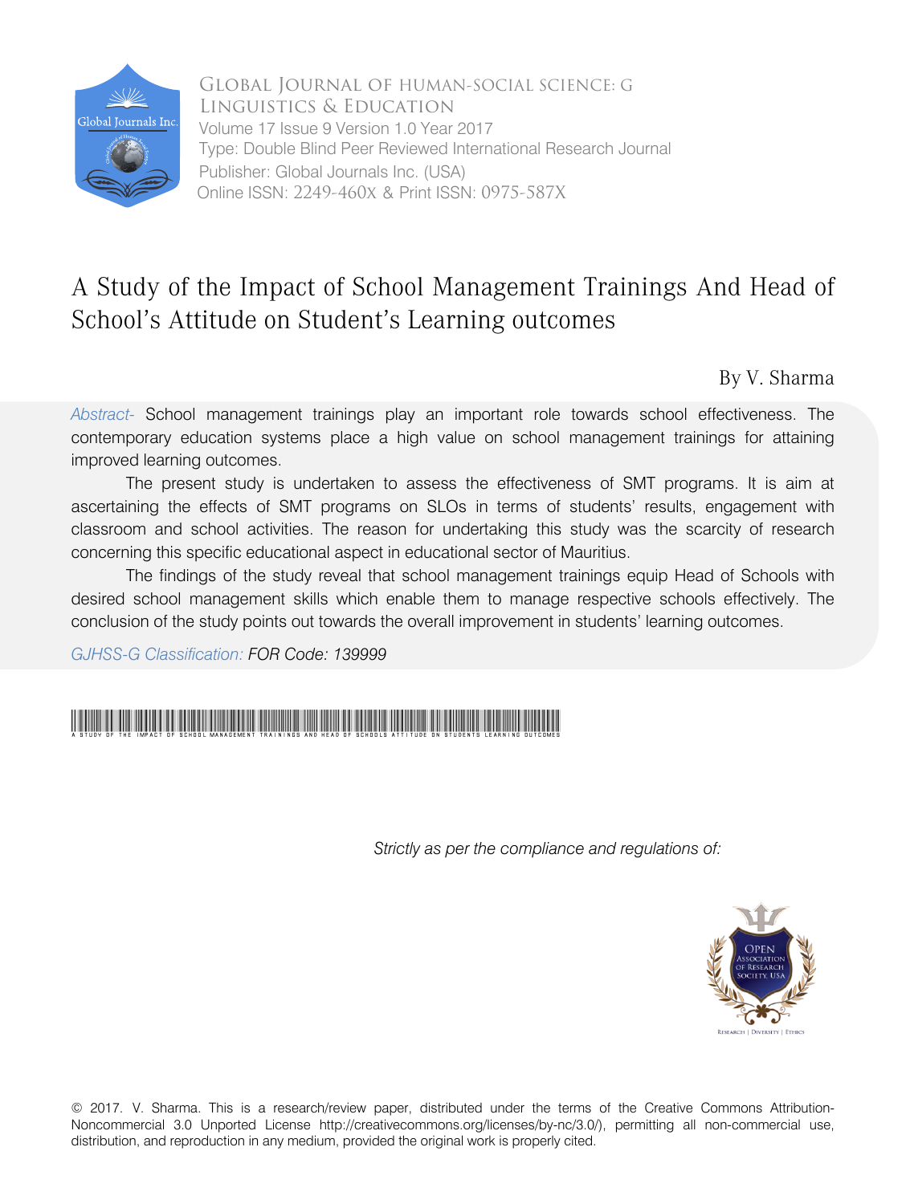Global Journal of Human-Social Science: G
Linguistics & Education
Volume 17 Issue 9 Version 1.0 Year 2017
Type: Double Blind Peer Reviewed International Research Journal
Publisher: Global Journals Inc. (USA)
Online ISSN: 2249-460X & Print ISSN: 0975-587X

# A Study of the Impact of School Management Trainings And Head of School's Attitude on Student's Learning outcomes

By V. Sharma

*Abstract-* School management trainings play an important role towards school effectiveness. The contemporary education systems place a high value on school management trainings for attaining improved learning outcomes.

The present study is undertaken to assess the effectiveness of SMT programs. It is aim at ascertaining the effects of SMT programs on SLOs in terms of students' results, engagement with classroom and school activities. The reason for undertaking this study was the scarcity of research concerning this specific educational aspect in educational sector of Mauritius.

The findings of the study reveal that school management trainings equip Head of Schools with desired school management skills which enable them to manage respective schools effectively. The conclusion of the study points out towards the overall improvement in students' learning outcomes.

*GJHSS-G Classification: FOR Code: 139999*

A STUDY OF THE IMPACT OF SCHOOL MANAGEMENT TRAININGS AND HEAD OF SCHOOLS ATTITUDE ON STUDENTS LEARNING OUTCOMES

*Strictly as per the compliance and regulations of:*

© 2017. V. Sharma. This is a research/review paper, distributed under the terms of the Creative Commons Attribution-Noncommercial 3.0 Unported License http://creativecommons.org/licenses/by-nc/3.0/), permitting all non-commercial use, distribution, and reproduction in any medium, provided the original work is properly cited.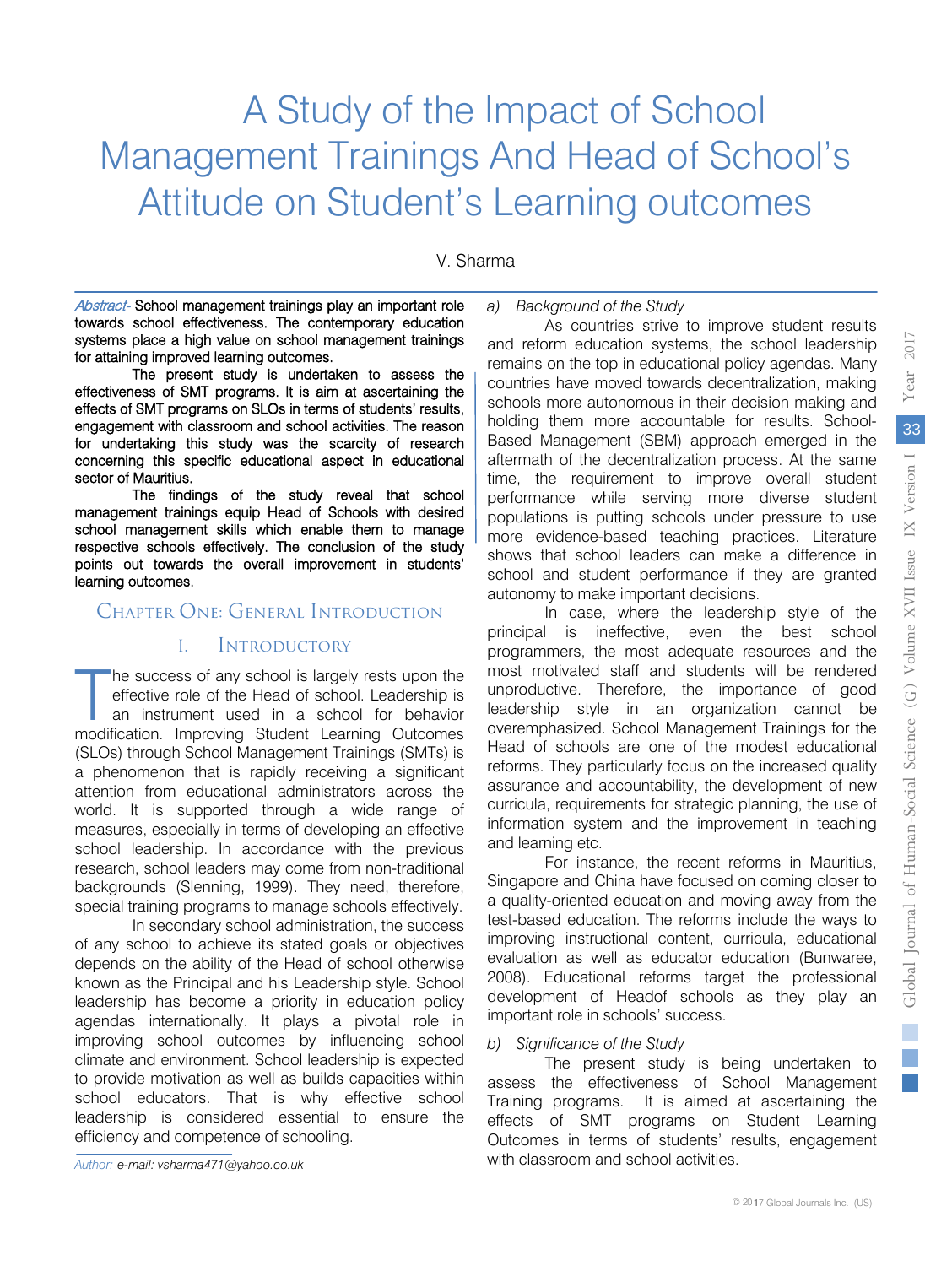# A Study of the Impact of School Management Trainings And Head of School's Attitude on Student's Learning outcomes

V. Sharma

*Abstract-* School management trainings play an important role towards school effectiveness. The contemporary education systems place a high value on school management trainings for attaining improved learning outcomes.

The present study is undertaken to assess the effectiveness of SMT programs. It is aim at ascertaining the effects of SMT programs on SLOs in terms of students' results, engagement with classroom and school activities. The reason for undertaking this study was the scarcity of research concerning this specific educational aspect in educational sector of Mauritius.

The findings of the study reveal that school management trainings equip Head of Schools with desired school management skills which enable them to manage respective schools effectively. The conclusion of the study points out towards the overall improvement in students' learning outcomes.

## Chapter One: General Introduction

### I. Introductory

The success of any school is largely rests upon the effective role of the Head of school. Leadership is an instrument used in a school for behavior modification. Improving Student Learning Outcomes (SLOs) through School Management Trainings (SMTs) is a phenomenon that is rapidly receiving a significant attention from educational administrators across the world. It is supported through a wide range of measures, especially in terms of developing an effective school leadership. In accordance with the previous research, school leaders may come from non-traditional backgrounds (Slenning, 1999). They need, therefore, special training programs to manage schools effectively.

In secondary school administration, the success of any school to achieve its stated goals or objectives depends on the ability of the Head of school otherwise known as the Principal and his Leadership style. School leadership has become a priority in education policy agendas internationally. It plays a pivotal role in improving school outcomes by influencing school climate and environment. School leadership is expected to provide motivation as well as builds capacities within school educators. That is why effective school leadership is considered essential to ensure the efficiency and competence of schooling.

*Author: e-mail: vsharma471@yahoo.co.uk*

#### *a) Background of the Study*

As countries strive to improve student results and reform education systems, the school leadership remains on the top in educational policy agendas. Many countries have moved towards decentralization, making schools more autonomous in their decision making and holding them more accountable for results. School-Based Management (SBM) approach emerged in the aftermath of the decentralization process. At the same time, the requirement to improve overall student performance while serving more diverse student populations is putting schools under pressure to use more evidence-based teaching practices. Literature shows that school leaders can make a difference in school and student performance if they are granted autonomy to make important decisions.

In case, where the leadership style of the principal is ineffective, even the best school programmers, the most adequate resources and the most motivated staff and students will be rendered unproductive. Therefore, the importance of good leadership style in an organization cannot be overemphasized. School Management Trainings for the Head of schools are one of the modest educational reforms. They particularly focus on the increased quality assurance and accountability, the development of new curricula, requirements for strategic planning, the use of information system and the improvement in teaching and learning etc.

For instance, the recent reforms in Mauritius, Singapore and China have focused on coming closer to a quality-oriented education and moving away from the test-based education. The reforms include the ways to improving instructional content, curricula, educational evaluation as well as educator education (Bunwaree, 2008). Educational reforms target the professional development of Headof schools as they play an important role in schools' success.

#### *b) Significance of the Study*

The present study is being undertaken to assess the effectiveness of School Management Training programs. It is aimed at ascertaining the effects of SMT programs on Student Learning Outcomes in terms of students' results, engagement with classroom and school activities.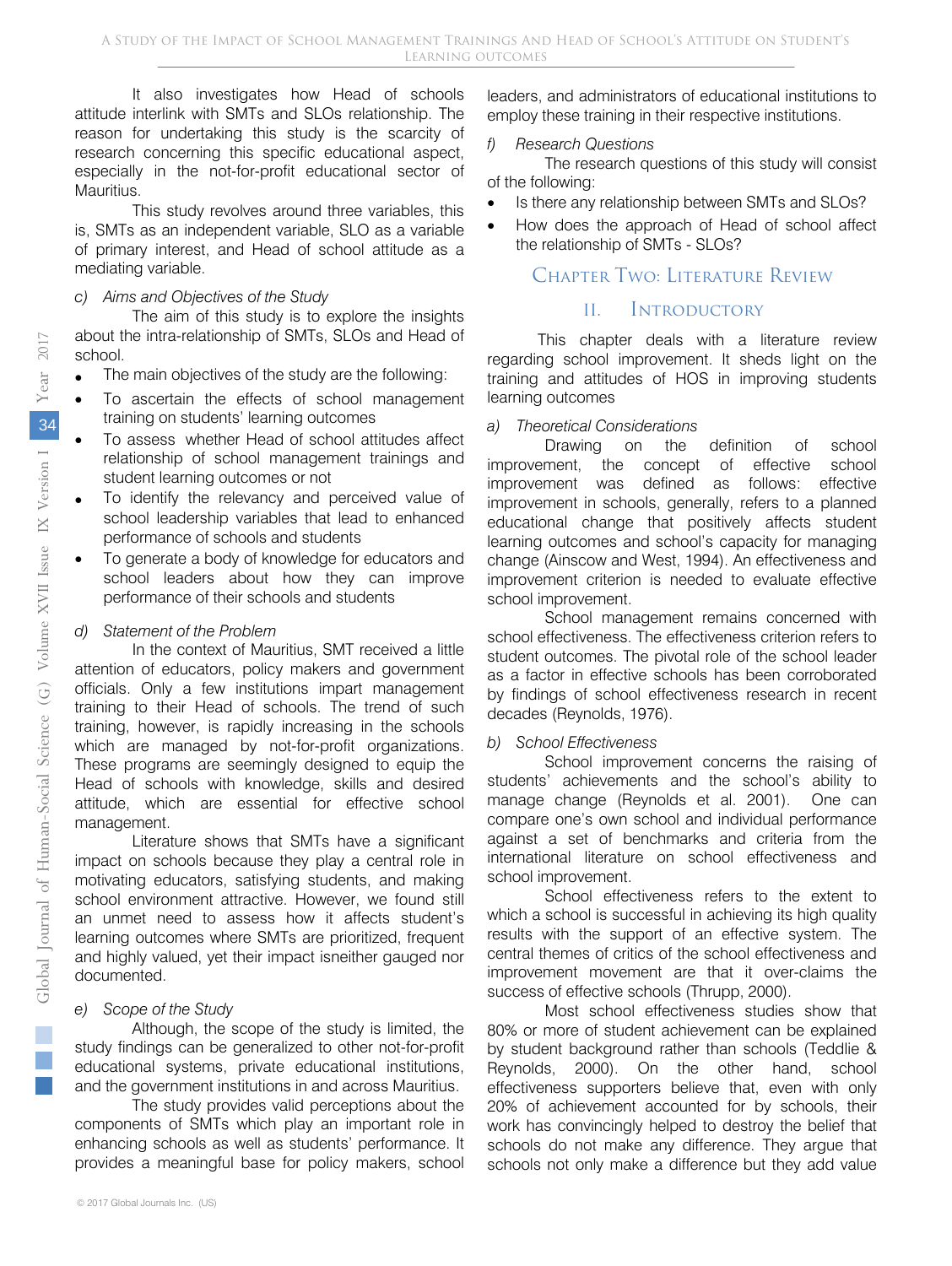It also investigates how Head of schools attitude interlink with SMTs and SLOs relationship. The reason for undertaking this study is the scarcity of research concerning this specific educational aspect, especially in the not-for-profit educational sector of Mauritius.

This study revolves around three variables, this is, SMTs as an independent variable, SLO as a variable of primary interest, and Head of school attitude as a mediating variable.

*c) Aims and Objectives of the Study*

The aim of this study is to explore the insights about the intra-relationship of SMTs, SLOs and Head of school.

- The main objectives of the study are the following:
- To ascertain the effects of school management training on students' learning outcomes
- To assess whether Head of school attitudes affect relationship of school management trainings and student learning outcomes or not
- To identify the relevancy and perceived value of school leadership variables that lead to enhanced performance of schools and students
- To generate a body of knowledge for educators and school leaders about how they can improve performance of their schools and students

*d) Statement of the Problem*

In the context of Mauritius, SMT received a little attention of educators, policy makers and government officials. Only a few institutions impart management training to their Head of schools. The trend of such training, however, is rapidly increasing in the schools which are managed by not-for-profit organizations. These programs are seemingly designed to equip the Head of schools with knowledge, skills and desired attitude, which are essential for effective school management.

Literature shows that SMTs have a significant impact on schools because they play a central role in motivating educators, satisfying students, and making school environment attractive. However, we found still an unmet need to assess how it affects student's learning outcomes where SMTs are prioritized, frequent and highly valued, yet their impact isneither gauged nor documented.

*e) Scope of the Study*

Although, the scope of the study is limited, the study findings can be generalized to other not-for-profit educational systems, private educational institutions, and the government institutions in and across Mauritius.

The study provides valid perceptions about the components of SMTs which play an important role in enhancing schools as well as students' performance. It provides a meaningful base for policy makers, school leaders, and administrators of educational institutions to employ these training in their respective institutions.

*f) Research Questions*

The research questions of this study will consist of the following:

- Is there any relationship between SMTs and SLOs?
- How does the approach of Head of school affect the relationship of SMTs - SLOs?

# Chapter Two: Literature Review

## II. Introductory

This chapter deals with a literature review regarding school improvement. It sheds light on the training and attitudes of HOS in improving students learning outcomes

*a) Theoretical Considerations*

Drawing on the definition of school improvement, the concept of effective school improvement was defined as follows: effective improvement in schools, generally, refers to a planned educational change that positively affects student learning outcomes and school's capacity for managing change (Ainscow and West, 1994). An effectiveness and improvement criterion is needed to evaluate effective school improvement.

School management remains concerned with school effectiveness. The effectiveness criterion refers to student outcomes. The pivotal role of the school leader as a factor in effective schools has been corroborated by findings of school effectiveness research in recent decades (Reynolds, 1976).

*b) School Effectiveness*

School improvement concerns the raising of students' achievements and the school's ability to manage change (Reynolds et al. 2001). One can compare one's own school and individual performance against a set of benchmarks and criteria from the international literature on school effectiveness and school improvement.

School effectiveness refers to the extent to which a school is successful in achieving its high quality results with the support of an effective system. The central themes of critics of the school effectiveness and improvement movement are that it over-claims the success of effective schools (Thrupp, 2000).

Most school effectiveness studies show that 80% or more of student achievement can be explained by student background rather than schools (Teddlie & Reynolds, 2000). On the other hand, school effectiveness supporters believe that, even with only 20% of achievement accounted for by schools, their work has convincingly helped to destroy the belief that schools do not make any difference. They argue that schools not only make a difference but they add value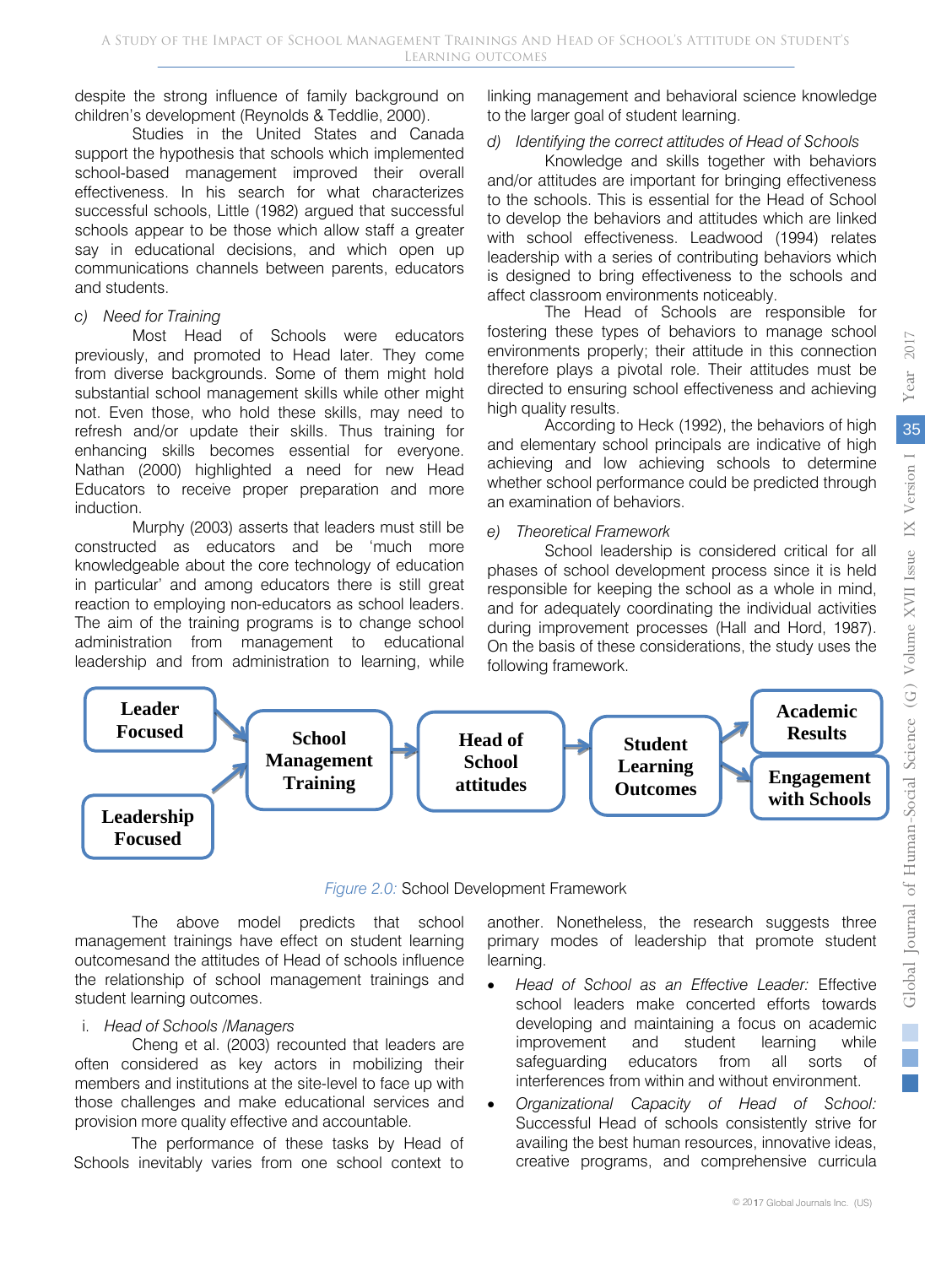despite the strong influence of family background on children's development (Reynolds & Teddlie, 2000).

Studies in the United States and Canada support the hypothesis that schools which implemented school-based management improved their overall effectiveness. In his search for what characterizes successful schools, Little (1982) argued that successful schools appear to be those which allow staff a greater say in educational decisions, and which open up communications channels between parents, educators and students.

*c) Need for Training*

Most Head of Schools were educators previously, and promoted to Head later. They come from diverse backgrounds. Some of them might hold substantial school management skills while other might not. Even those, who hold these skills, may need to refresh and/or update their skills. Thus training for enhancing skills becomes essential for everyone. Nathan (2000) highlighted a need for new Head Educators to receive proper preparation and more induction.

Murphy (2003) asserts that leaders must still be constructed as educators and be 'much more knowledgeable about the core technology of education in particular' and among educators there is still great reaction to employing non-educators as school leaders. The aim of the training programs is to change school administration from management to educational leadership and from administration to learning, while linking management and behavioral science knowledge to the larger goal of student learning.

*d) Identifying the correct attitudes of Head of Schools*

Knowledge and skills together with behaviors and/or attitudes are important for bringing effectiveness to the schools. This is essential for the Head of School to develop the behaviors and attitudes which are linked with school effectiveness. Leadwood (1994) relates leadership with a series of contributing behaviors which is designed to bring effectiveness to the schools and affect classroom environments noticeably.

The Head of Schools are responsible for fostering these types of behaviors to manage school environments properly; their attitude in this connection therefore plays a pivotal role. Their attitudes must be directed to ensuring school effectiveness and achieving high quality results.

According to Heck (1992), the behaviors of high and elementary school principals are indicative of high achieving and low achieving schools to determine whether school performance could be predicted through an examination of behaviors.

*e) Theoretical Framework*

School leadership is considered critical for all phases of school development process since it is held responsible for keeping the school as a whole in mind, and for adequately coordinating the individual activities during improvement processes (Hall and Hord, 1987). On the basis of these considerations, the study uses the following framework.

**Leader Focused** → **School Management Training** ← **Leadership Focused**

**School Management Training** → **Head of School attitudes** → **Student Learning Outcomes** → **Academic Results** / **Engagement with Schools**

*Figure 2.0:* School Development Framework

The above model predicts that school management trainings have effect on student learning outcomesand the attitudes of Head of schools influence the relationship of school management trainings and student learning outcomes.

i. *Head of Schools /Managers*

Cheng et al. (2003) recounted that leaders are often considered as key actors in mobilizing their members and institutions at the site-level to face up with those challenges and make educational services and provision more quality effective and accountable.

The performance of these tasks by Head of Schools inevitably varies from one school context to another. Nonetheless, the research suggests three primary modes of leadership that promote student learning.

- *Head of School as an Effective Leader:* Effective school leaders make concerted efforts towards developing and maintaining a focus on academic improvement and student learning while safeguarding educators from all sorts of interferences from within and without environment.
- *Organizational Capacity of Head of School:* Successful Head of schools consistently strive for availing the best human resources, innovative ideas, creative programs, and comprehensive curricula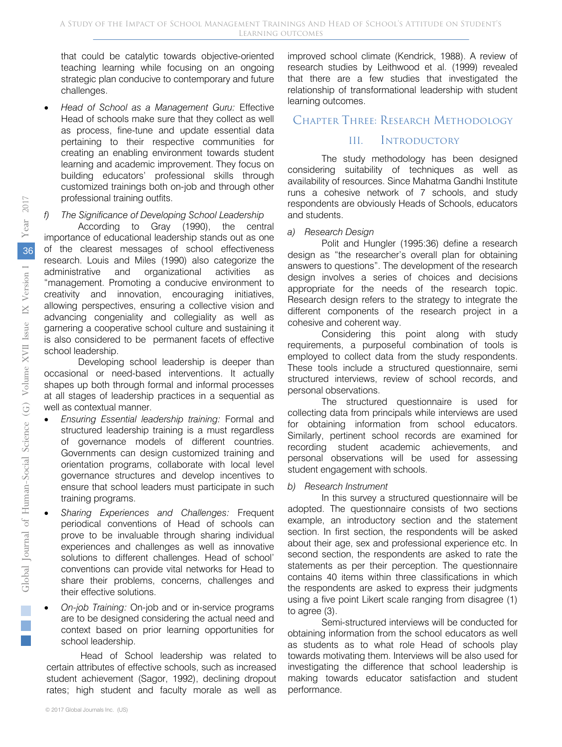that could be catalytic towards objective-oriented teaching learning while focusing on an ongoing strategic plan conducive to contemporary and future challenges.

- *Head of School as a Management Guru:* Effective Head of schools make sure that they collect as well as process, fine-tune and update essential data pertaining to their respective communities for creating an enabling environment towards student learning and academic improvement. They focus on building educators' professional skills through customized trainings both on-job and through other professional training outfits.

*f) The Significance of Developing School Leadership*

According to Gray (1990), the central importance of educational leadership stands out as one of the clearest messages of school effectiveness research. Louis and Miles (1990) also categorize the administrative and organizational activities as "management. Promoting a conducive environment to creativity and innovation, encouraging initiatives, allowing perspectives, ensuring a collective vision and advancing congeniality and collegiality as well as garnering a cooperative school culture and sustaining it is also considered to be permanent facets of effective school leadership.

Developing school leadership is deeper than occasional or need-based interventions. It actually shapes up both through formal and informal processes at all stages of leadership practices in a sequential as well as contextual manner.

- *Ensuring Essential leadership training:* Formal and structured leadership training is a must regardless of governance models of different countries. Governments can design customized training and orientation programs, collaborate with local level governance structures and develop incentives to ensure that school leaders must participate in such training programs.
- *Sharing Experiences and Challenges:* Frequent periodical conventions of Head of schools can prove to be invaluable through sharing individual experiences and challenges as well as innovative solutions to different challenges. Head of school' conventions can provide vital networks for Head to share their problems, concerns, challenges and their effective solutions.
- *On-job Training:* On-job and or in-service programs are to be designed considering the actual need and context based on prior learning opportunities for school leadership.

Head of School leadership was related to certain attributes of effective schools, such as increased student achievement (Sagor, 1992), declining dropout rates; high student and faculty morale as well as improved school climate (Kendrick, 1988). A review of research studies by Leithwood et al. (1999) revealed that there are a few studies that investigated the relationship of transformational leadership with student learning outcomes.

## Chapter Three: Research Methodology

### III. Introductory

The study methodology has been designed considering suitability of techniques as well as availability of resources. Since Mahatma Gandhi Institute runs a cohesive network of 7 schools, and study respondents are obviously Heads of Schools, educators and students.

*a) Research Design*

Polit and Hungler (1995:36) define a research design as "the researcher's overall plan for obtaining answers to questions". The development of the research design involves a series of choices and decisions appropriate for the needs of the research topic. Research design refers to the strategy to integrate the different components of the research project in a cohesive and coherent way.

Considering this point along with study requirements, a purposeful combination of tools is employed to collect data from the study respondents. These tools include a structured questionnaire, semi structured interviews, review of school records, and personal observations.

The structured questionnaire is used for collecting data from principals while interviews are used for obtaining information from school educators. Similarly, pertinent school records are examined for recording student academic achievements, and personal observations will be used for assessing student engagement with schools.

*b) Research Instrument*

In this survey a structured questionnaire will be adopted. The questionnaire consists of two sections example, an introductory section and the statement section. In first section, the respondents will be asked about their age, sex and professional experience etc. In second section, the respondents are asked to rate the statements as per their perception. The questionnaire contains 40 items within three classifications in which the respondents are asked to express their judgments using a five point Likert scale ranging from disagree (1) to agree (3).

Semi-structured interviews will be conducted for obtaining information from the school educators as well as students as to what role Head of schools play towards motivating them. Interviews will be also used for investigating the difference that school leadership is making towards educator satisfaction and student performance.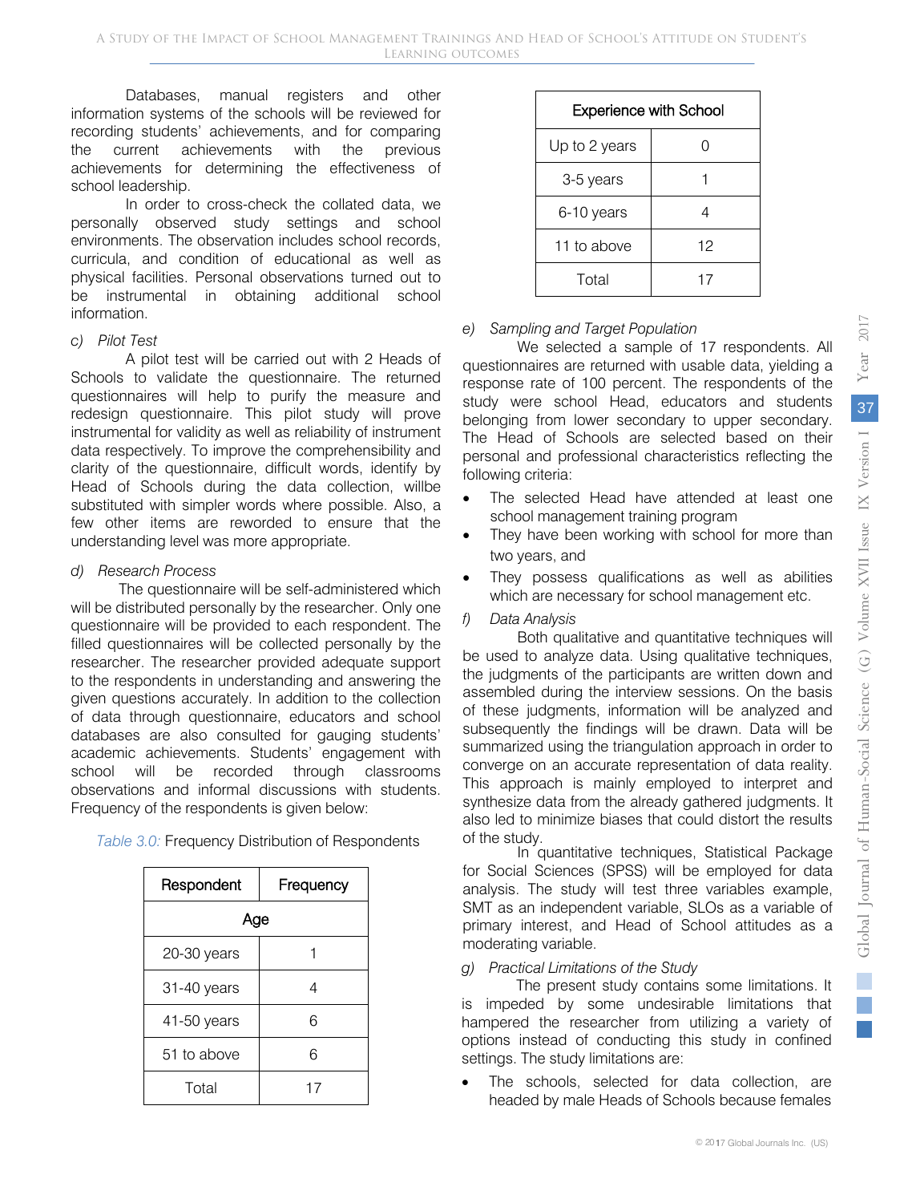Databases, manual registers and other information systems of the schools will be reviewed for recording students' achievements, and for comparing the current achievements with the previous achievements for determining the effectiveness of school leadership.

In order to cross-check the collated data, we personally observed study settings and school environments. The observation includes school records, curricula, and condition of educational as well as physical facilities. Personal observations turned out to be instrumental in obtaining additional school information.

*c) Pilot Test*

A pilot test will be carried out with 2 Heads of Schools to validate the questionnaire. The returned questionnaires will help to purify the measure and redesign questionnaire. This pilot study will prove instrumental for validity as well as reliability of instrument data respectively. To improve the comprehensibility and clarity of the questionnaire, difficult words, identify by Head of Schools during the data collection, willbe substituted with simpler words where possible. Also, a few other items are reworded to ensure that the understanding level was more appropriate.

*d) Research Process*

The questionnaire will be self-administered which will be distributed personally by the researcher. Only one questionnaire will be provided to each respondent. The filled questionnaires will be collected personally by the researcher. The researcher provided adequate support to the respondents in understanding and answering the given questions accurately. In addition to the collection of data through questionnaire, educators and school databases are also consulted for gauging students' academic achievements. Students' engagement with school will be recorded through classrooms observations and informal discussions with students. Frequency of the respondents is given below:

*Table 3.0:* Frequency Distribution of Respondents

| Respondent | Frequency |
|---|---|
| **Age** | |
| 20-30 years | 1 |
| 31-40 years | 4 |
| 41-50 years | 6 |
| 51 to above | 6 |
| Total | 17 |
| **Experience with School** | |
| Up to 2 years | 0 |
| 3-5 years | 1 |
| 6-10 years | 4 |
| 11 to above | 12 |
| Total | 17 |

*e) Sampling and Target Population*

We selected a sample of 17 respondents. All questionnaires are returned with usable data, yielding a response rate of 100 percent. The respondents of the study were school Head, educators and students belonging from lower secondary to upper secondary. The Head of Schools are selected based on their personal and professional characteristics reflecting the following criteria:

- The selected Head have attended at least one school management training program
- They have been working with school for more than two years, and
- They possess qualifications as well as abilities which are necessary for school management etc.

*f) Data Analysis*

Both qualitative and quantitative techniques will be used to analyze data. Using qualitative techniques, the judgments of the participants are written down and assembled during the interview sessions. On the basis of these judgments, information will be analyzed and subsequently the findings will be drawn. Data will be summarized using the triangulation approach in order to converge on an accurate representation of data reality. This approach is mainly employed to interpret and synthesize data from the already gathered judgments. It also led to minimize biases that could distort the results of the study.

In quantitative techniques, Statistical Package for Social Sciences (SPSS) will be employed for data analysis. The study will test three variables example, SMT as an independent variable, SLOs as a variable of primary interest, and Head of School attitudes as a moderating variable.

*g) Practical Limitations of the Study*

The present study contains some limitations. It is impeded by some undesirable limitations that hampered the researcher from utilizing a variety of options instead of conducting this study in confined settings. The study limitations are:

- The schools, selected for data collection, are headed by male Heads of Schools because females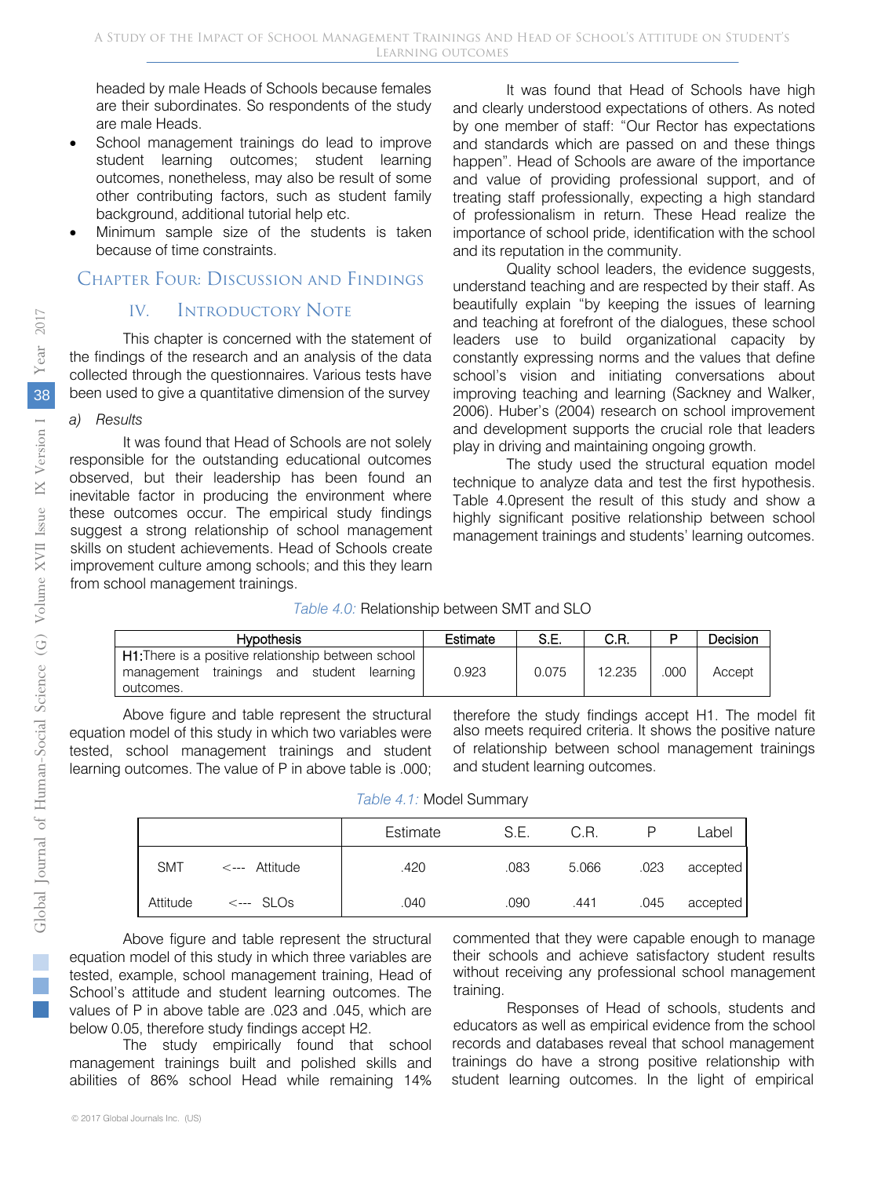headed by male Heads of Schools because females are their subordinates. So respondents of the study are male Heads.

- School management trainings do lead to improve student learning outcomes; student learning outcomes, nonetheless, may also be result of some other contributing factors, such as student family background, additional tutorial help etc.
- Minimum sample size of the students is taken because of time constraints.

# Chapter Four: Discussion and Findings

## IV. Introductory Note

This chapter is concerned with the statement of the findings of the research and an analysis of the data collected through the questionnaires. Various tests have been used to give a quantitative dimension of the survey

### a) Results

It was found that Head of Schools are not solely responsible for the outstanding educational outcomes observed, but their leadership has been found an inevitable factor in producing the environment where these outcomes occur. The empirical study findings suggest a strong relationship of school management skills on student achievements. Head of Schools create improvement culture among schools; and this they learn from school management trainings.

It was found that Head of Schools have high and clearly understood expectations of others. As noted by one member of staff: "Our Rector has expectations and standards which are passed on and these things happen". Head of Schools are aware of the importance and value of providing professional support, and of treating staff professionally, expecting a high standard of professionalism in return. These Head realize the importance of school pride, identification with the school and its reputation in the community.

Quality school leaders, the evidence suggests, understand teaching and are respected by their staff. As beautifully explain "by keeping the issues of learning and teaching at forefront of the dialogues, these school leaders use to build organizational capacity by constantly expressing norms and the values that define school's vision and initiating conversations about improving teaching and learning (Sackney and Walker, 2006). Huber's (2004) research on school improvement and development supports the crucial role that leaders play in driving and maintaining ongoing growth.

The study used the structural equation model technique to analyze data and test the first hypothesis. Table 4.0present the result of this study and show a highly significant positive relationship between school management trainings and students' learning outcomes.

*Table 4.0:* Relationship between SMT and SLO

| Hypothesis | Estimate | S.E. | C.R. | P | Decision |
|---|---|---|---|---|---|
| **H1:**There is a positive relationship between school management trainings and student learning outcomes. | 0.923 | 0.075 | 12.235 | .000 | Accept |

Above figure and table represent the structural equation model of this study in which two variables were tested, school management trainings and student learning outcomes. The value of P in above table is .000; therefore the study findings accept H1. The model fit also meets required criteria. It shows the positive nature of relationship between school management trainings and student learning outcomes.

*Table 4.1:* Model Summary

| | Estimate | S.E. | C.R. | P | Label |
|---|---|---|---|---|---|
| SMT <--- Attitude | .420 | .083 | 5.066 | .023 | accepted |
| Attitude <--- SLOs | .040 | .090 | .441 | .045 | accepted |

Above figure and table represent the structural equation model of this study in which three variables are tested, example, school management training, Head of School's attitude and student learning outcomes. The values of P in above table are .023 and .045, which are below 0.05, therefore study findings accept H2.

The study empirically found that school management trainings built and polished skills and abilities of 86% school Head while remaining 14% commented that they were capable enough to manage their schools and achieve satisfactory student results without receiving any professional school management training.

Responses of Head of schools, students and educators as well as empirical evidence from the school records and databases reveal that school management trainings do have a strong positive relationship with student learning outcomes. In the light of empirical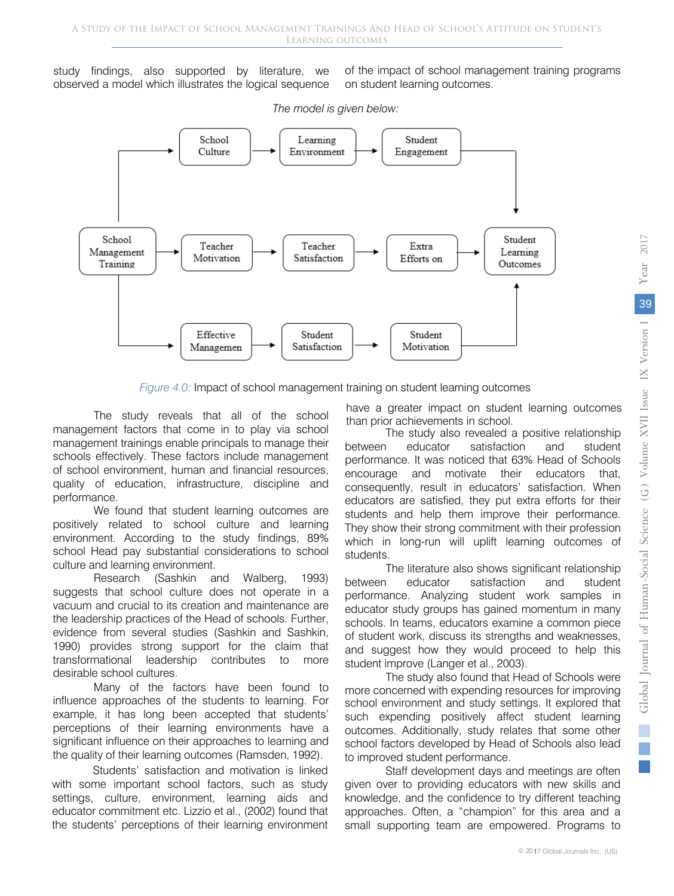study findings, also supported by literature, we observed a model which illustrates the logical sequence of the impact of school management training programs on student learning outcomes.

*The model is given below:*

School Management Training → School Culture → Learning Environment → Student Engagement → Student Learning Outcomes

School Management Training → Teacher Motivation → Teacher Satisfaction → Extra Efforts on → Student Learning Outcomes

School Management Training → Effective Managemen → Student Satisfaction → Student Motivation → Student Learning Outcomes

*Figure 4.0:* Impact of school management training on student learning outcomes

The study reveals that all of the school management factors that come in to play via school management trainings enable principals to manage their schools effectively. These factors include management of school environment, human and financial resources, quality of education, infrastructure, discipline and performance.

We found that student learning outcomes are positively related to school culture and learning environment. According to the study findings, 89% school Head pay substantial considerations to school culture and learning environment.

Research (Sashkin and Walberg, 1993) suggests that school culture does not operate in a vacuum and crucial to its creation and maintenance are the leadership practices of the Head of schools. Further, evidence from several studies (Sashkin and Sashkin, 1990) provides strong support for the claim that transformational leadership contributes to more desirable school cultures.

Many of the factors have been found to influence approaches of the students to learning. For example, it has long been accepted that students' perceptions of their learning environments have a significant influence on their approaches to learning and the quality of their learning outcomes (Ramsden, 1992).

Students' satisfaction and motivation is linked with some important school factors, such as study settings, culture, environment, learning aids and educator commitment etc. Lizzio et al., (2002) found that the students' perceptions of their learning environment have a greater impact on student learning outcomes than prior achievements in school.

The study also revealed a positive relationship between educator satisfaction and student performance. It was noticed that 63% Head of Schools encourage and motivate their educators that, consequently, result in educators' satisfaction. When educators are satisfied, they put extra efforts for their students and help them improve their performance. They show their strong commitment with their profession which in long-run will uplift learning outcomes of students.

The literature also shows significant relationship between educator satisfaction and student performance. Analyzing student work samples in educator study groups has gained momentum in many schools. In teams, educators examine a common piece of student work, discuss its strengths and weaknesses, and suggest how they would proceed to help this student improve (Langer et al., 2003).

The study also found that Head of Schools were more concerned with expending resources for improving school environment and study settings. It explored that such expending positively affect student learning outcomes. Additionally, study relates that some other school factors developed by Head of Schools also lead to improved student performance.

Staff development days and meetings are often given over to providing educators with new skills and knowledge, and the confidence to try different teaching approaches. Often, a "champion" for this area and a small supporting team are empowered. Programs to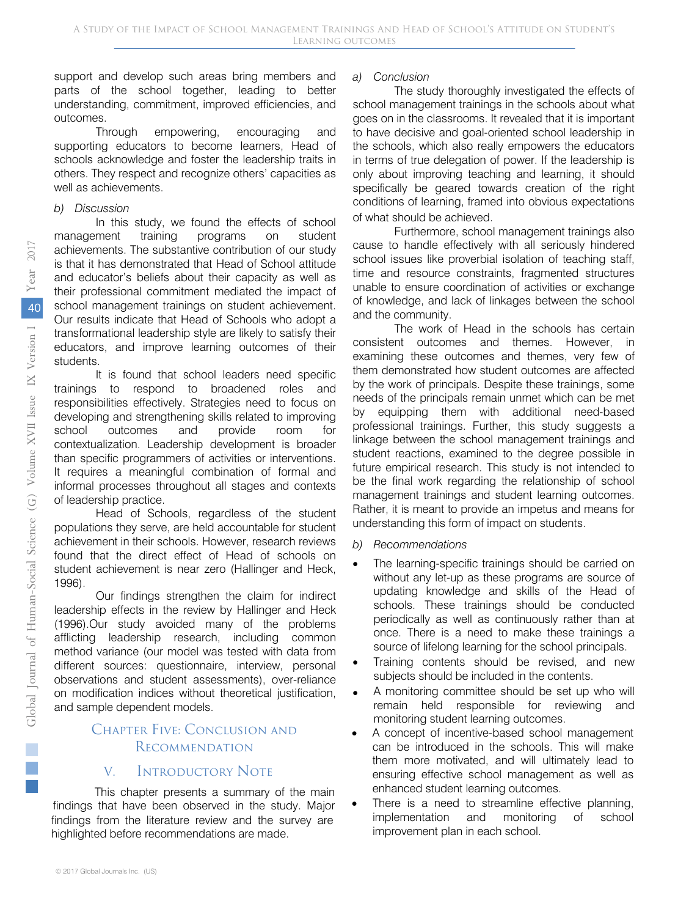support and develop such areas bring members and parts of the school together, leading to better understanding, commitment, improved efficiencies, and outcomes.

Through empowering, encouraging and supporting educators to become learners, Head of schools acknowledge and foster the leadership traits in others. They respect and recognize others' capacities as well as achievements.

*b) Discussion*

In this study, we found the effects of school management training programs on student achievements. The substantive contribution of our study is that it has demonstrated that Head of School attitude and educator's beliefs about their capacity as well as their professional commitment mediated the impact of school management trainings on student achievement. Our results indicate that Head of Schools who adopt a transformational leadership style are likely to satisfy their educators, and improve learning outcomes of their students.

It is found that school leaders need specific trainings to respond to broadened roles and responsibilities effectively. Strategies need to focus on developing and strengthening skills related to improving school outcomes and provide room for contextualization. Leadership development is broader than specific programmers of activities or interventions. It requires a meaningful combination of formal and informal processes throughout all stages and contexts of leadership practice.

Head of Schools, regardless of the student populations they serve, are held accountable for student achievement in their schools. However, research reviews found that the direct effect of Head of schools on student achievement is near zero (Hallinger and Heck, 1996).

Our findings strengthen the claim for indirect leadership effects in the review by Hallinger and Heck (1996).Our study avoided many of the problems afflicting leadership research, including common method variance (our model was tested with data from different sources: questionnaire, interview, personal observations and student assessments), over-reliance on modification indices without theoretical justification, and sample dependent models.

# Chapter Five: Conclusion and Recommendation

## V. Introductory Note

This chapter presents a summary of the main findings that have been observed in the study. Major findings from the literature review and the survey are highlighted before recommendations are made.

*a) Conclusion*

The study thoroughly investigated the effects of school management trainings in the schools about what goes on in the classrooms. It revealed that it is important to have decisive and goal-oriented school leadership in the schools, which also really empowers the educators in terms of true delegation of power. If the leadership is only about improving teaching and learning, it should specifically be geared towards creation of the right conditions of learning, framed into obvious expectations of what should be achieved.

Furthermore, school management trainings also cause to handle effectively with all seriously hindered school issues like proverbial isolation of teaching staff, time and resource constraints, fragmented structures unable to ensure coordination of activities or exchange of knowledge, and lack of linkages between the school and the community.

The work of Head in the schools has certain consistent outcomes and themes. However, in examining these outcomes and themes, very few of them demonstrated how student outcomes are affected by the work of principals. Despite these trainings, some needs of the principals remain unmet which can be met by equipping them with additional need-based professional trainings. Further, this study suggests a linkage between the school management trainings and student reactions, examined to the degree possible in future empirical research. This study is not intended to be the final work regarding the relationship of school management trainings and student learning outcomes. Rather, it is meant to provide an impetus and means for understanding this form of impact on students.

*b) Recommendations*

- The learning-specific trainings should be carried on without any let-up as these programs are source of updating knowledge and skills of the Head of schools. These trainings should be conducted periodically as well as continuously rather than at once. There is a need to make these trainings a source of lifelong learning for the school principals.
- Training contents should be revised, and new subjects should be included in the contents.
- A monitoring committee should be set up who will remain held responsible for reviewing and monitoring student learning outcomes.
- A concept of incentive-based school management can be introduced in the schools. This will make them more motivated, and will ultimately lead to ensuring effective school management as well as enhanced student learning outcomes.
- There is a need to streamline effective planning, implementation and monitoring of school improvement plan in each school.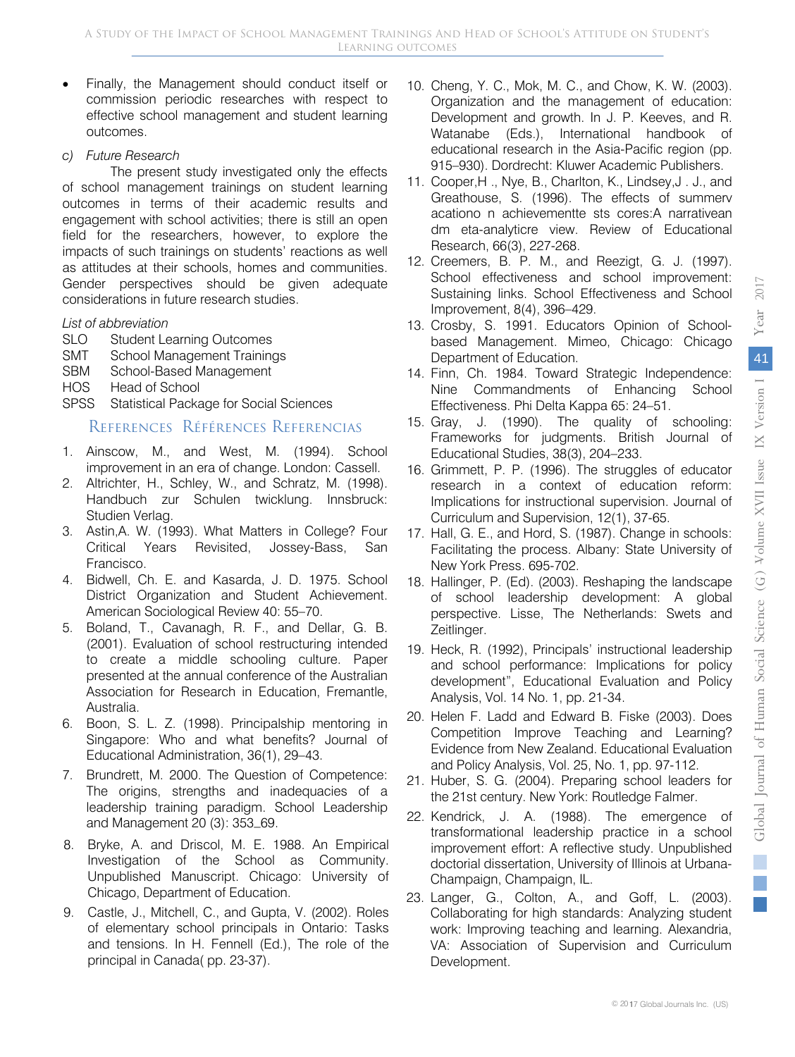- Finally, the Management should conduct itself or commission periodic researches with respect to effective school management and student learning outcomes.

*c) Future Research*

The present study investigated only the effects of school management trainings on student learning outcomes in terms of their academic results and engagement with school activities; there is still an open field for the researchers, however, to explore the impacts of such trainings on students' reactions as well as attitudes at their schools, homes and communities. Gender perspectives should be given adequate considerations in future research studies.

*List of abbreviation*

SLO Student Learning Outcomes
SMT School Management Trainings
SBM School-Based Management
HOS Head of School
SPSS Statistical Package for Social Sciences

## References Références Referencias

1. Ainscow, M., and West, M. (1994). School improvement in an era of change. London: Cassell.
2. Altrichter, H., Schley, W., and Schratz, M. (1998). Handbuch zur Schulen twicklung. Innsbruck: Studien Verlag.
3. Astin,A. W. (1993). What Matters in College? Four Critical Years Revisited, Jossey-Bass, San Francisco.
4. Bidwell, Ch. E. and Kasarda, J. D. 1975. School District Organization and Student Achievement. American Sociological Review 40: 55–70.
5. Boland, T., Cavanagh, R. F., and Dellar, G. B. (2001). Evaluation of school restructuring intended to create a middle schooling culture. Paper presented at the annual conference of the Australian Association for Research in Education, Fremantle, Australia.
6. Boon, S. L. Z. (1998). Principalship mentoring in Singapore: Who and what benefits? Journal of Educational Administration, 36(1), 29–43.
7. Brundrett, M. 2000. The Question of Competence: The origins, strengths and inadequacies of a leadership training paradigm. School Leadership and Management 20 (3): 353_69.
8. Bryke, A. and Driscol, M. E. 1988. An Empirical Investigation of the School as Community. Unpublished Manuscript. Chicago: University of Chicago, Department of Education.
9. Castle, J., Mitchell, C., and Gupta, V. (2002). Roles of elementary school principals in Ontario: Tasks and tensions. In H. Fennell (Ed.), The role of the principal in Canada( pp. 23-37).
10. Cheng, Y. C., Mok, M. C., and Chow, K. W. (2003). Organization and the management of education: Development and growth. In J. P. Keeves, and R. Watanabe (Eds.), International handbook of educational research in the Asia-Pacific region (pp. 915–930). Dordrecht: Kluwer Academic Publishers.
11. Cooper,H ., Nye, B., Charlton, K., Lindsey,J . J., and Greathouse, S. (1996). The effects of summerv acationo n achievementte sts cores:A narrativean dm eta-analyticre view. Review of Educational Research, 66(3), 227-268.
12. Creemers, B. P. M., and Reezigt, G. J. (1997). School effectiveness and school improvement: Sustaining links. School Effectiveness and School Improvement, 8(4), 396–429.
13. Crosby, S. 1991. Educators Opinion of School-based Management. Mimeo, Chicago: Chicago Department of Education.
14. Finn, Ch. 1984. Toward Strategic Independence: Nine Commandments of Enhancing School Effectiveness. Phi Delta Kappa 65: 24–51.
15. Gray, J. (1990). The quality of schooling: Frameworks for judgments. British Journal of Educational Studies, 38(3), 204–233.
16. Grimmett, P. P. (1996). The struggles of educator research in a context of education reform: Implications for instructional supervision. Journal of Curriculum and Supervision, 12(1), 37-65.
17. Hall, G. E., and Hord, S. (1987). Change in schools: Facilitating the process. Albany: State University of New York Press. 695-702.
18. Hallinger, P. (Ed). (2003). Reshaping the landscape of school leadership development: A global perspective. Lisse, The Netherlands: Swets and Zeitlinger.
19. Heck, R. (1992), Principals' instructional leadership and school performance: Implications for policy development", Educational Evaluation and Policy Analysis, Vol. 14 No. 1, pp. 21-34.
20. Helen F. Ladd and Edward B. Fiske (2003). Does Competition Improve Teaching and Learning? Evidence from New Zealand. Educational Evaluation and Policy Analysis, Vol. 25, No. 1, pp. 97-112.
21. Huber, S. G. (2004). Preparing school leaders for the 21st century. New York: Routledge Falmer.
22. Kendrick, J. A. (1988). The emergence of transformational leadership practice in a school improvement effort: A reflective study. Unpublished doctorial dissertation, University of Illinois at Urbana-Champaign, Champaign, IL.
23. Langer, G., Colton, A., and Goff, L. (2003). Collaborating for high standards: Analyzing student work: Improving teaching and learning. Alexandria, VA: Association of Supervision and Curriculum Development.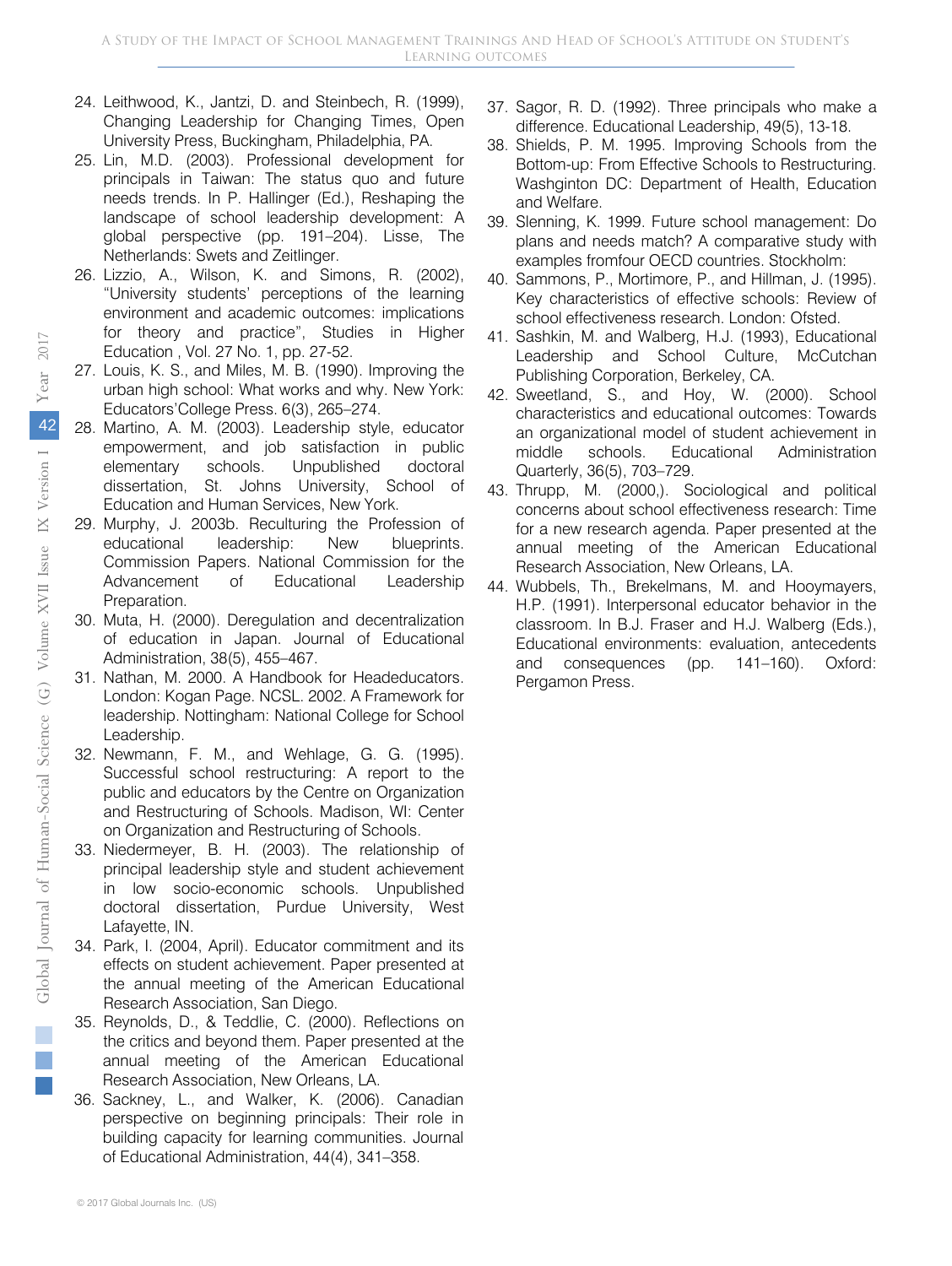24. Leithwood, K., Jantzi, D. and Steinbech, R. (1999), Changing Leadership for Changing Times, Open University Press, Buckingham, Philadelphia, PA.
25. Lin, M.D. (2003). Professional development for principals in Taiwan: The status quo and future needs trends. In P. Hallinger (Ed.), Reshaping the landscape of school leadership development: A global perspective (pp. 191–204). Lisse, The Netherlands: Swets and Zeitlinger.
26. Lizzio, A., Wilson, K. and Simons, R. (2002), "University students' perceptions of the learning environment and academic outcomes: implications for theory and practice", Studies in Higher Education , Vol. 27 No. 1, pp. 27-52.
27. Louis, K. S., and Miles, M. B. (1990). Improving the urban high school: What works and why. New York: Educators'College Press. 6(3), 265–274.
28. Martino, A. M. (2003). Leadership style, educator empowerment, and job satisfaction in public elementary schools. Unpublished doctoral dissertation, St. Johns University, School of Education and Human Services, New York.
29. Murphy, J. 2003b. Reculturing the Profession of educational leadership: New blueprints. Commission Papers. National Commission for the Advancement of Educational Leadership Preparation.
30. Muta, H. (2000). Deregulation and decentralization of education in Japan. Journal of Educational Administration, 38(5), 455–467.
31. Nathan, M. 2000. A Handbook for Headeducators. London: Kogan Page. NCSL. 2002. A Framework for leadership. Nottingham: National College for School Leadership.
32. Newmann, F. M., and Wehlage, G. G. (1995). Successful school restructuring: A report to the public and educators by the Centre on Organization and Restructuring of Schools. Madison, WI: Center on Organization and Restructuring of Schools.
33. Niedermeyer, B. H. (2003). The relationship of principal leadership style and student achievement in low socio-economic schools. Unpublished doctoral dissertation, Purdue University, West Lafayette, IN.
34. Park, I. (2004, April). Educator commitment and its effects on student achievement. Paper presented at the annual meeting of the American Educational Research Association, San Diego.
35. Reynolds, D., & Teddlie, C. (2000). Reflections on the critics and beyond them. Paper presented at the annual meeting of the American Educational Research Association, New Orleans, LA.
36. Sackney, L., and Walker, K. (2006). Canadian perspective on beginning principals: Their role in building capacity for learning communities. Journal of Educational Administration, 44(4), 341–358.
37. Sagor, R. D. (1992). Three principals who make a difference. Educational Leadership, 49(5), 13-18.
38. Shields, P. M. 1995. Improving Schools from the Bottom-up: From Effective Schools to Restructuring. Washginton DC: Department of Health, Education and Welfare.
39. Slenning, K. 1999. Future school management: Do plans and needs match? A comparative study with examples fromfour OECD countries. Stockholm:
40. Sammons, P., Mortimore, P., and Hillman, J. (1995). Key characteristics of effective schools: Review of school effectiveness research. London: Ofsted.
41. Sashkin, M. and Walberg, H.J. (1993), Educational Leadership and School Culture, McCutchan Publishing Corporation, Berkeley, CA.
42. Sweetland, S., and Hoy, W. (2000). School characteristics and educational outcomes: Towards an organizational model of student achievement in middle schools. Educational Administration Quarterly, 36(5), 703–729.
43. Thrupp, M. (2000,). Sociological and political concerns about school effectiveness research: Time for a new research agenda. Paper presented at the annual meeting of the American Educational Research Association, New Orleans, LA.
44. Wubbels, Th., Brekelmans, M. and Hooymayers, H.P. (1991). Interpersonal educator behavior in the classroom. In B.J. Fraser and H.J. Walberg (Eds.), Educational environments: evaluation, antecedents and consequences (pp. 141–160). Oxford: Pergamon Press.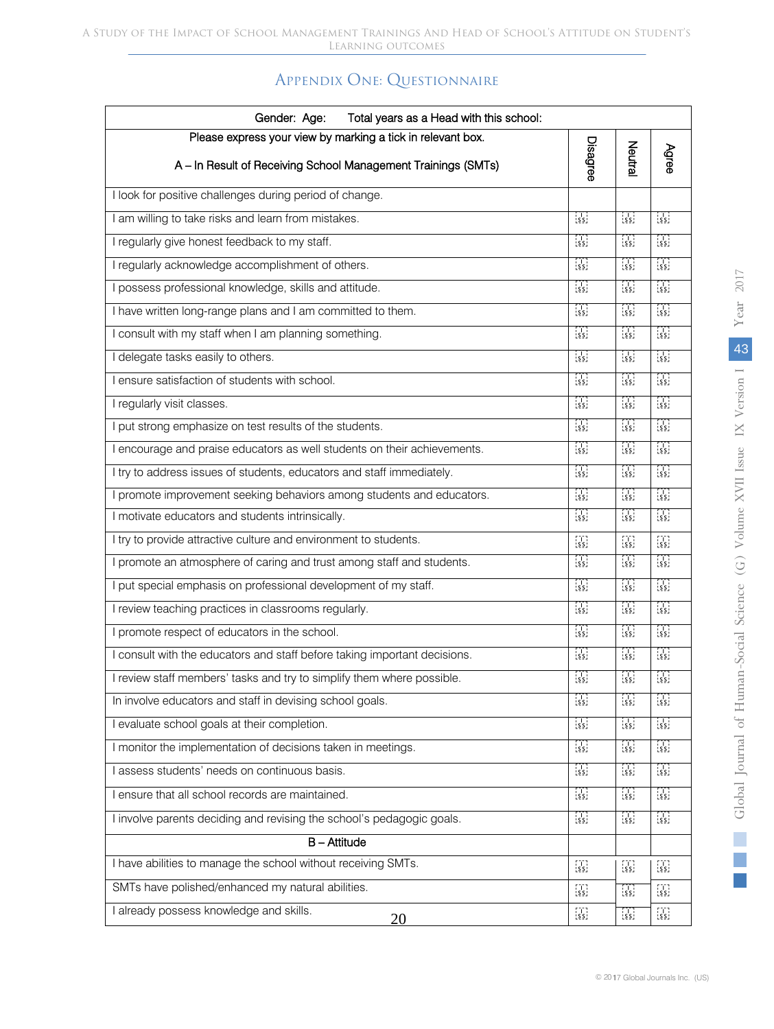## Appendix One: Questionnaire

| Gender: Age: Total years as a Head with this school: | | | |
|---|---|---|---|
| Please express your view by marking a tick in relevant box.<br><br>A – In Result of Receiving School Management Trainings (SMTs) | Disagree | Neutral | Agree |
| I look for positive challenges during period of change. | | | |
| I am willing to take risks and learn from mistakes. | | | |
| I regularly give honest feedback to my staff. | | | |
| I regularly acknowledge accomplishment of others. | | | |
| I possess professional knowledge, skills and attitude. | | | |
| I have written long-range plans and I am committed to them. | | | |
| I consult with my staff when I am planning something. | | | |
| I delegate tasks easily to others. | | | |
| I ensure satisfaction of students with school. | | | |
| I regularly visit classes. | | | |
| I put strong emphasize on test results of the students. | | | |
| I encourage and praise educators as well students on their achievements. | | | |
| I try to address issues of students, educators and staff immediately. | | | |
| I promote improvement seeking behaviors among students and educators. | | | |
| I motivate educators and students intrinsically. | | | |
| I try to provide attractive culture and environment to students. | | | |
| I promote an atmosphere of caring and trust among staff and students. | | | |
| I put special emphasis on professional development of my staff. | | | |
| I review teaching practices in classrooms regularly. | | | |
| I promote respect of educators in the school. | | | |
| I consult with the educators and staff before taking important decisions. | | | |
| I review staff members' tasks and try to simplify them where possible. | | | |
| In involve educators and staff in devising school goals. | | | |
| I evaluate school goals at their completion. | | | |
| I monitor the implementation of decisions taken in meetings. | | | |
| I assess students' needs on continuous basis. | | | |
| I ensure that all school records are maintained. | | | |
| I involve parents deciding and revising the school's pedagogic goals. | | | |
| B – Attitude | | | |
| I have abilities to manage the school without receiving SMTs. | | | |
| SMTs have polished/enhanced my natural abilities. | | | |
| I already possess knowledge and skills. | | | |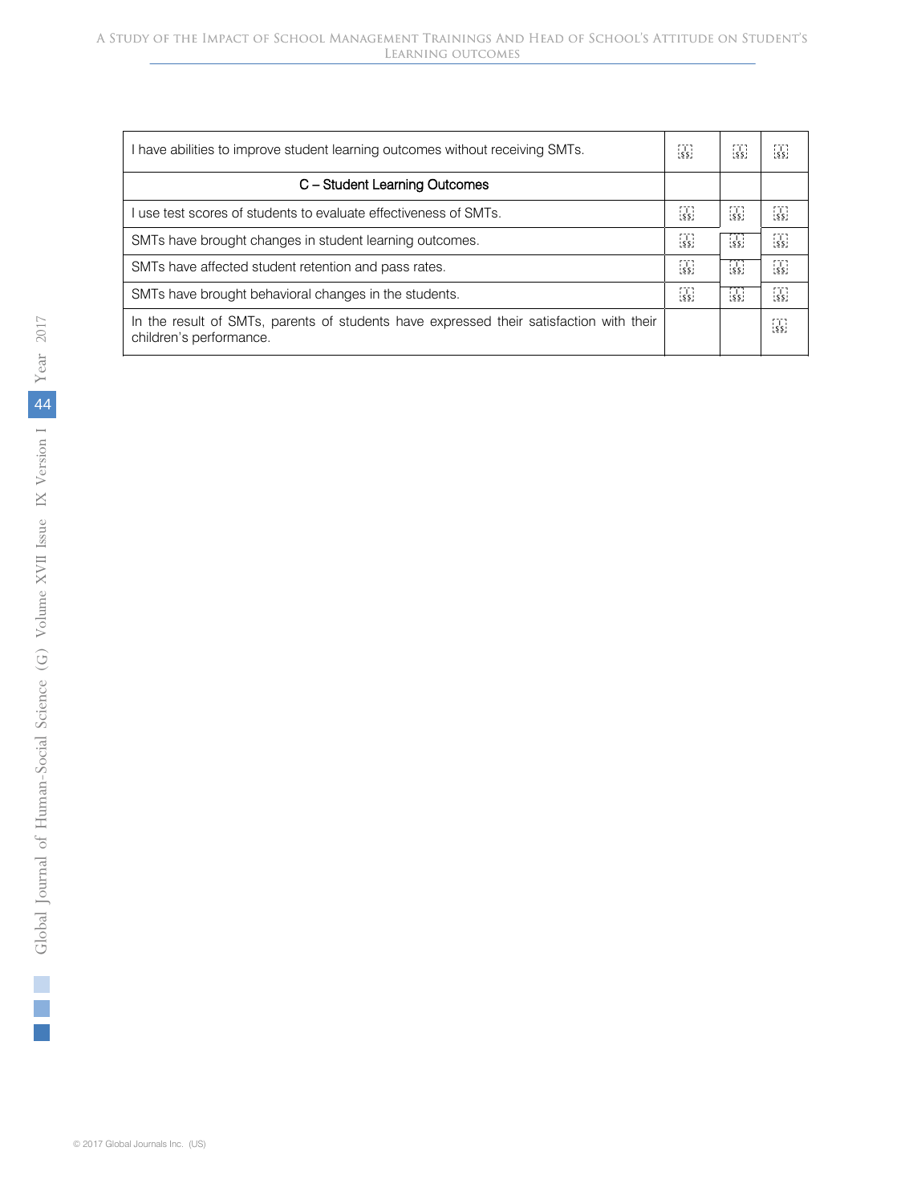| | | | |
|---|---|---|---|
| I have abilities to improve student learning outcomes without receiving SMTs. | | | |
| **C – Student Learning Outcomes** | | | |
| I use test scores of students to evaluate effectiveness of SMTs. | | | |
| SMTs have brought changes in student learning outcomes. | | | |
| SMTs have affected student retention and pass rates. | | | |
| SMTs have brought behavioral changes in the students. | | | |
| In the result of SMTs, parents of students have expressed their satisfaction with their children's performance. | | | |